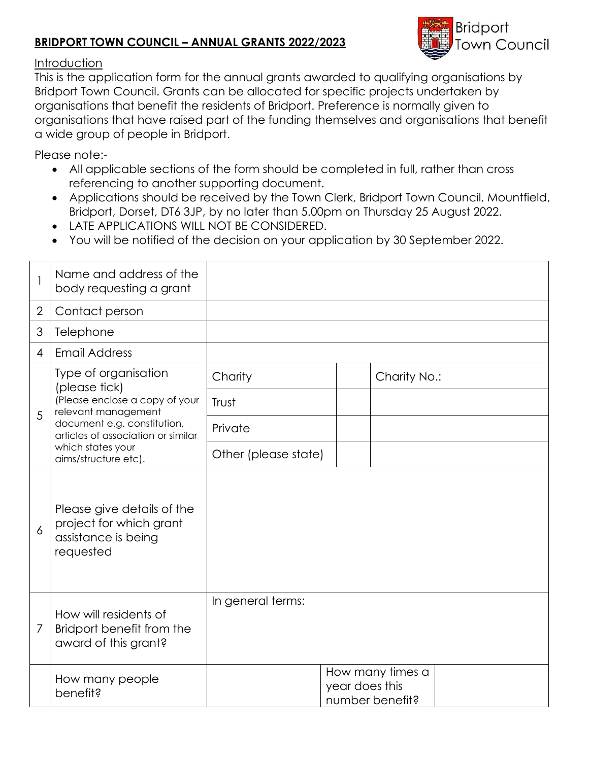# BRIDPORT TOWN COUNCIL – ANNUAL GRANTS 2022/2023

Bridport Town Council

## Introduction

This is the application form for the annual grants awarded to qualifying organisations by Bridport Town Council. Grants can be allocated for specific projects undertaken by organisations that benefit the residents of Bridport. Preference is normally given to organisations that have raised part of the funding themselves and organisations that benefit a wide group of people in Bridport.

Please note:-

- All applicable sections of the form should be completed in full, rather than cross referencing to another supporting document.
- Applications should be received by the Town Clerk, Bridport Town Council, Mountfield, Bridport, Dorset, DT6 3JP, by no later than 5.00pm on Thursday 25 August 2022.
- LATE APPLICATIONS WILL NOT BE CONSIDERED.
- You will be notified of the decision on your application by 30 September 2022.

| | | | | |
|---|---|---|---|---|
| 1 | Name and address of the body requesting a grant | | | |
| 2 | Contact person | | | |
| 3 | Telephone | | | |
| 4 | Email Address | | | |
| 5 | Type of organisation (please tick) (Please enclose a copy of your relevant management document e.g. constitution, articles of association or similar which states your aims/structure etc). | Charity | | Charity No.: |
| | | Trust | | |
| | | Private | | |
| | | Other (please state) | | |
| 6 | Please give details of the project for which grant assistance is being requested | | | |
| 7 | How will residents of Bridport benefit from the award of this grant? | In general terms: | | |
| | How many people benefit? | | How many times a year does this number benefit? | |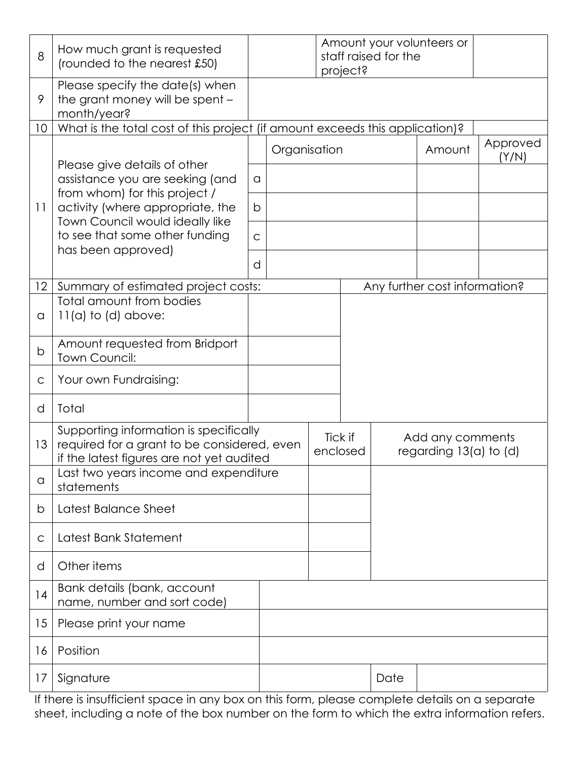| 8 | How much grant is requested (rounded to the nearest £50) | | Amount your volunteers or staff raised for the project? | |
|---|---|---|---|---|
| 9 | Please specify the date(s) when the grant money will be spent – month/year? | | | |
| 10 | What is the total cost of this project (if amount exceeds this application)? | | | |

| 11 | Please give details of other assistance you are seeking (and from whom) for this project / activity (where appropriate, the Town Council would ideally like to see that some other funding has been approved) | | Organisation | Amount | Approved (Y/N) |
|---|---|---|---|---|---|
| | | a | | | |
| | | b | | | |
| | | c | | | |
| | | d | | | |

| 12 | Summary of estimated project costs: | | Any further cost information? |
|---|---|---|---|
| a | Total amount from bodies 11(a) to (d) above: | | |
| b | Amount requested from Bridport Town Council: | | |
| c | Your own Fundraising: | | |
| d | Total | | |

| 13 | Supporting information is specifically required for a grant to be considered, even if the latest figures are not yet audited | Tick if enclosed | Add any comments regarding 13(a) to (d) |
|---|---|---|---|
| a | Last two years income and expenditure statements | | |
| b | Latest Balance Sheet | | |
| c | Latest Bank Statement | | |
| d | Other items | | |

| 14 | Bank details (bank, account name, number and sort code) | | | |
|---|---|---|---|---|
| 15 | Please print your name | | | |
| 16 | Position | | | |
| 17 | Signature | | Date | |

If there is insufficient space in any box on this form, please complete details on a separate sheet, including a note of the box number on the form to which the extra information refers.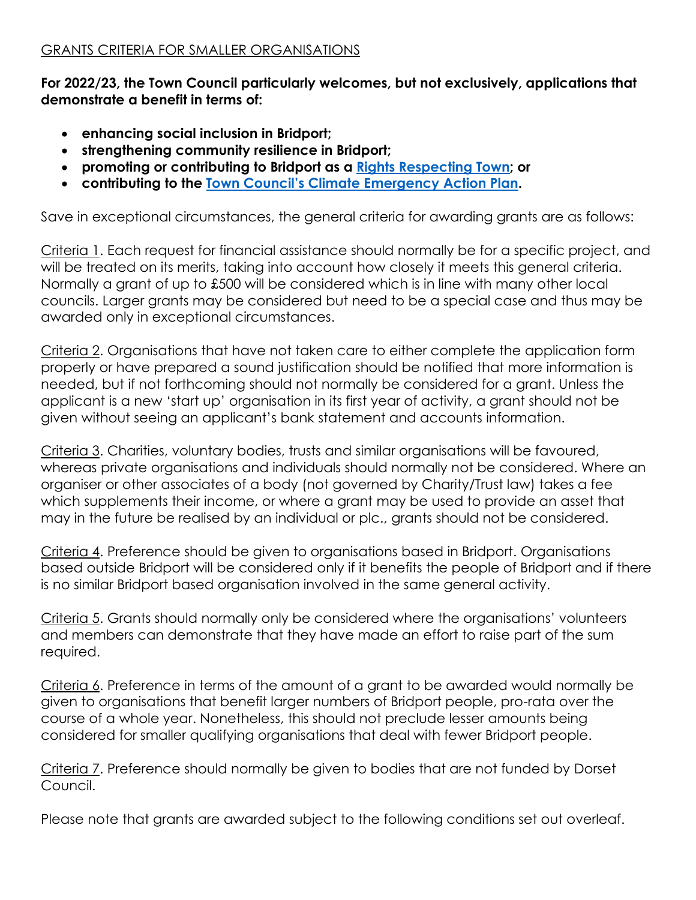## GRANTS CRITERIA FOR SMALLER ORGANISATIONS

**For 2022/23, the Town Council particularly welcomes, but not exclusively, applications that demonstrate a benefit in terms of:**

- **enhancing social inclusion in Bridport;**
- **strengthening community resilience in Bridport;**
- **promoting or contributing to Bridport as a Rights Respecting Town; or**
- **contributing to the Town Council's Climate Emergency Action Plan.**

Save in exceptional circumstances, the general criteria for awarding grants are as follows:

Criteria 1. Each request for financial assistance should normally be for a specific project, and will be treated on its merits, taking into account how closely it meets this general criteria. Normally a grant of up to £500 will be considered which is in line with many other local councils. Larger grants may be considered but need to be a special case and thus may be awarded only in exceptional circumstances.

Criteria 2. Organisations that have not taken care to either complete the application form properly or have prepared a sound justification should be notified that more information is needed, but if not forthcoming should not normally be considered for a grant. Unless the applicant is a new 'start up' organisation in its first year of activity, a grant should not be given without seeing an applicant's bank statement and accounts information.

Criteria 3. Charities, voluntary bodies, trusts and similar organisations will be favoured, whereas private organisations and individuals should normally not be considered. Where an organiser or other associates of a body (not governed by Charity/Trust law) takes a fee which supplements their income, or where a grant may be used to provide an asset that may in the future be realised by an individual or plc., grants should not be considered.

Criteria 4. Preference should be given to organisations based in Bridport. Organisations based outside Bridport will be considered only if it benefits the people of Bridport and if there is no similar Bridport based organisation involved in the same general activity.

Criteria 5. Grants should normally only be considered where the organisations' volunteers and members can demonstrate that they have made an effort to raise part of the sum required.

Criteria 6. Preference in terms of the amount of a grant to be awarded would normally be given to organisations that benefit larger numbers of Bridport people, pro-rata over the course of a whole year. Nonetheless, this should not preclude lesser amounts being considered for smaller qualifying organisations that deal with fewer Bridport people.

Criteria 7. Preference should normally be given to bodies that are not funded by Dorset Council.

Please note that grants are awarded subject to the following conditions set out overleaf.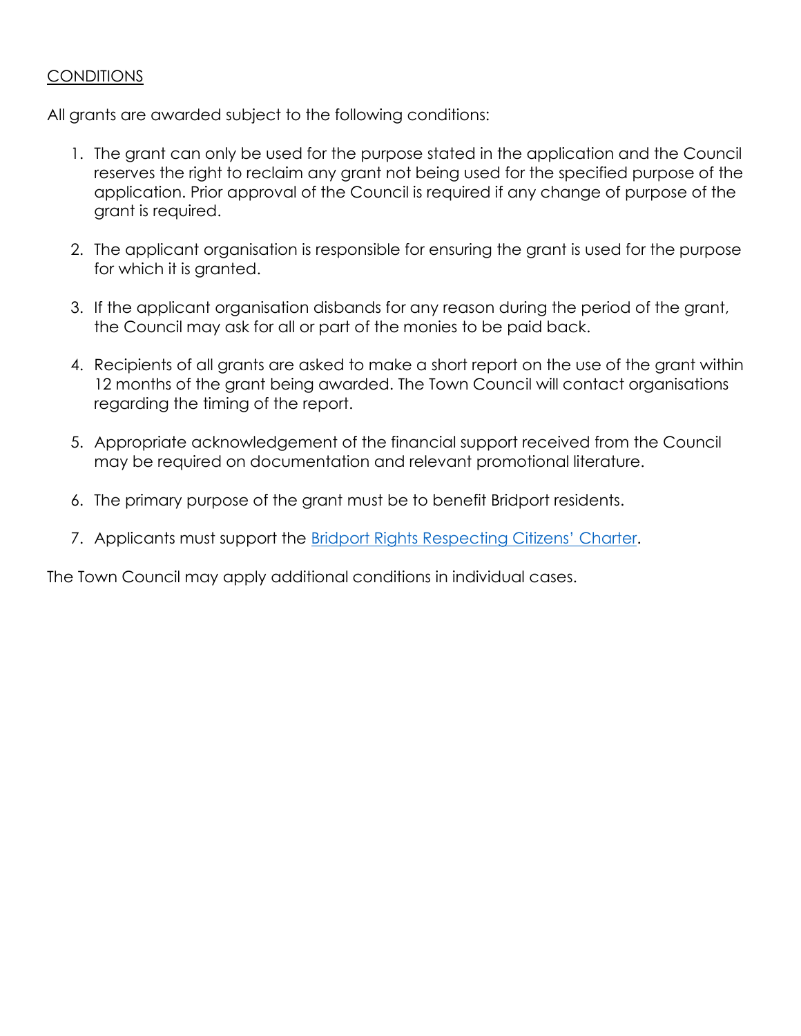## CONDITIONS

All grants are awarded subject to the following conditions:

1. The grant can only be used for the purpose stated in the application and the Council reserves the right to reclaim any grant not being used for the specified purpose of the application. Prior approval of the Council is required if any change of purpose of the grant is required.

2. The applicant organisation is responsible for ensuring the grant is used for the purpose for which it is granted.

3. If the applicant organisation disbands for any reason during the period of the grant, the Council may ask for all or part of the monies to be paid back.

4. Recipients of all grants are asked to make a short report on the use of the grant within 12 months of the grant being awarded. The Town Council will contact organisations regarding the timing of the report.

5. Appropriate acknowledgement of the financial support received from the Council may be required on documentation and relevant promotional literature.

6. The primary purpose of the grant must be to benefit Bridport residents.

7. Applicants must support the Bridport Rights Respecting Citizens' Charter.

The Town Council may apply additional conditions in individual cases.